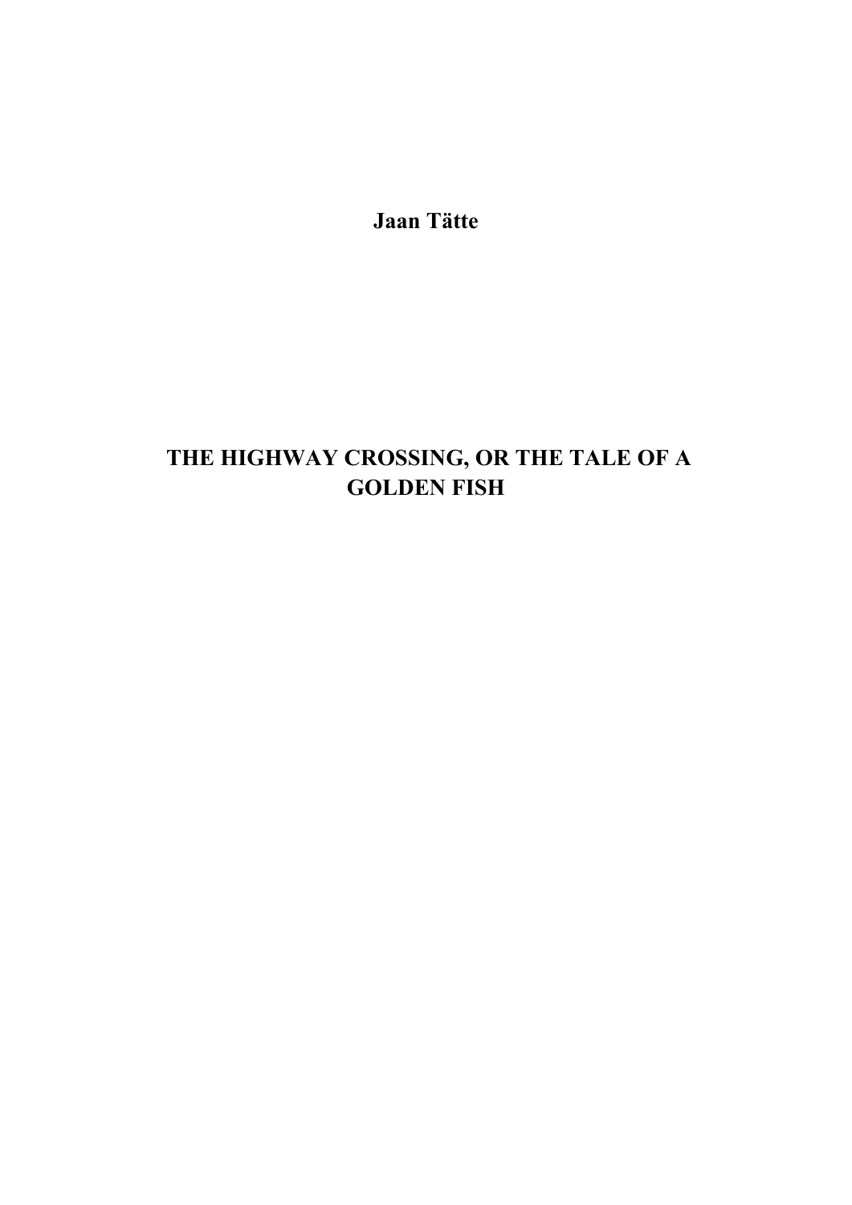**Jaan Tätte**

# THE HIGHWAY CROSSING, OR THE TALE OF A GOLDEN FISH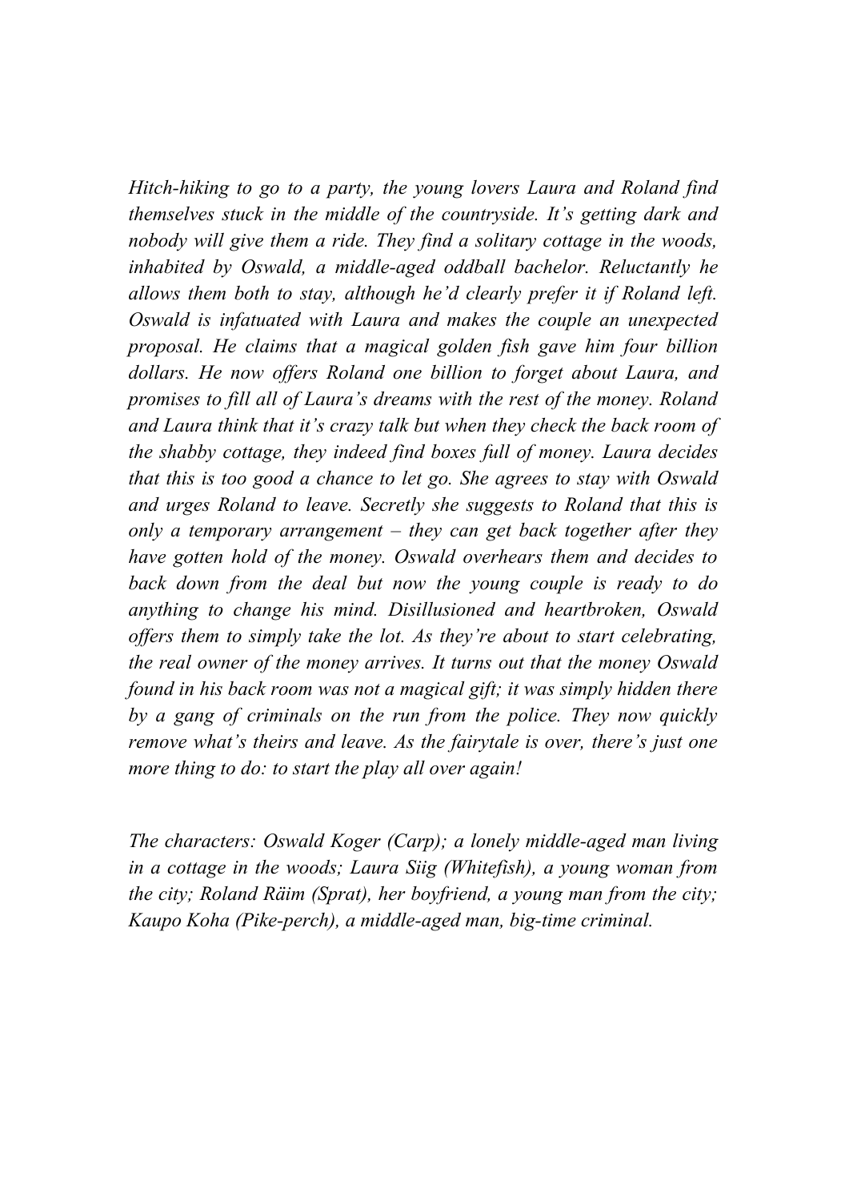*Hitch-hiking to go to a party, the young lovers Laura and Roland find themselves stuck in the middle of the countryside. It's getting dark and nobody will give them a ride. They find a solitary cottage in the woods, inhabited by Oswald, a middle-aged oddball bachelor. Reluctantly he allows them both to stay, although he'd clearly prefer it if Roland left. Oswald is infatuated with Laura and makes the couple an unexpected proposal. He claims that a magical golden fish gave him four billion dollars. He now offers Roland one billion to forget about Laura, and promises to fill all of Laura's dreams with the rest of the money. Roland and Laura think that it's crazy talk but when they check the back room of the shabby cottage, they indeed find boxes full of money. Laura decides that this is too good a chance to let go. She agrees to stay with Oswald and urges Roland to leave. Secretly she suggests to Roland that this is only a temporary arrangement – they can get back together after they have gotten hold of the money. Oswald overhears them and decides to back down from the deal but now the young couple is ready to do anything to change his mind. Disillusioned and heartbroken, Oswald offers them to simply take the lot. As they're about to start celebrating, the real owner of the money arrives. It turns out that the money Oswald found in his back room was not a magical gift; it was simply hidden there by a gang of criminals on the run from the police. They now quickly remove what's theirs and leave. As the fairytale is over, there's just one more thing to do: to start the play all over again!*

*The characters: Oswald Koger (Carp); a lonely middle-aged man living in a cottage in the woods; Laura Siig (Whitefish), a young woman from the city; Roland Räim (Sprat), her boyfriend, a young man from the city; Kaupo Koha (Pike-perch), a middle-aged man, big-time criminal.*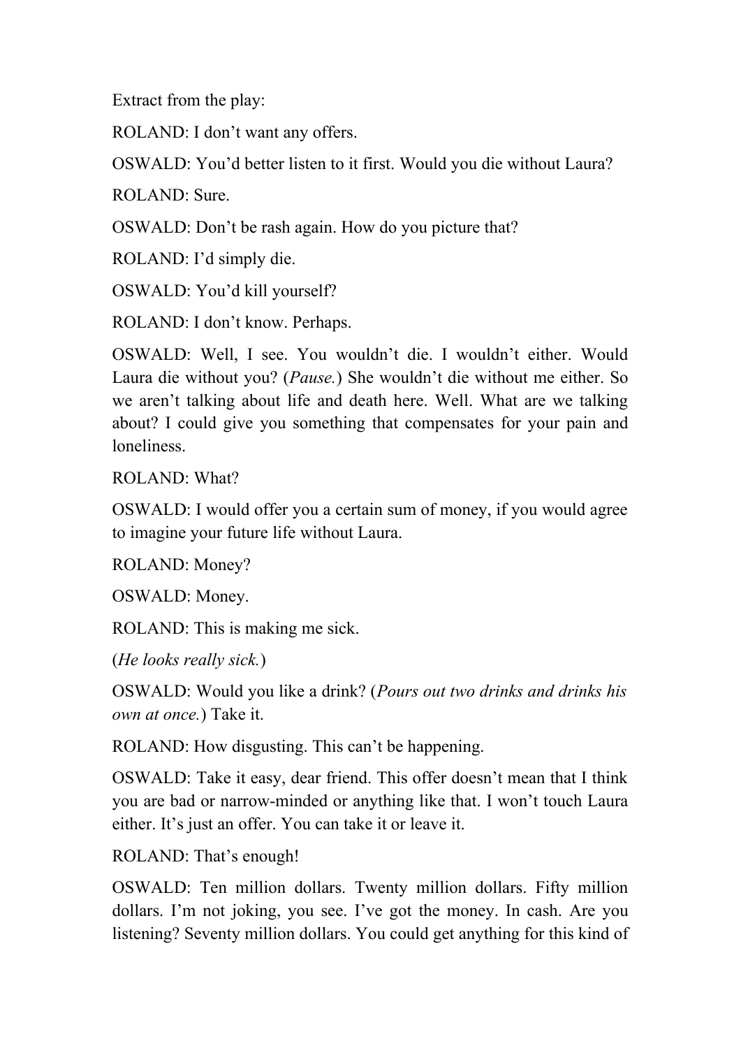Extract from the play:

ROLAND: I don't want any offers.

OSWALD: You'd better listen to it first. Would you die without Laura?

ROLAND: Sure.

OSWALD: Don't be rash again. How do you picture that?

ROLAND: I'd simply die.

OSWALD: You'd kill yourself?

ROLAND: I don't know. Perhaps.

OSWALD: Well, I see. You wouldn't die. I wouldn't either. Would Laura die without you? (*Pause.*) She wouldn't die without me either. So we aren't talking about life and death here. Well. What are we talking about? I could give you something that compensates for your pain and loneliness.

ROLAND: What?

OSWALD: I would offer you a certain sum of money, if you would agree to imagine your future life without Laura.

ROLAND: Money?

OSWALD: Money.

ROLAND: This is making me sick.

(*He looks really sick.*)

OSWALD: Would you like a drink? (*Pours out two drinks and drinks his own at once.*) Take it.

ROLAND: How disgusting. This can't be happening.

OSWALD: Take it easy, dear friend. This offer doesn't mean that I think you are bad or narrow-minded or anything like that. I won't touch Laura either. It's just an offer. You can take it or leave it.

ROLAND: That's enough!

OSWALD: Ten million dollars. Twenty million dollars. Fifty million dollars. I'm not joking, you see. I've got the money. In cash. Are you listening? Seventy million dollars. You could get anything for this kind of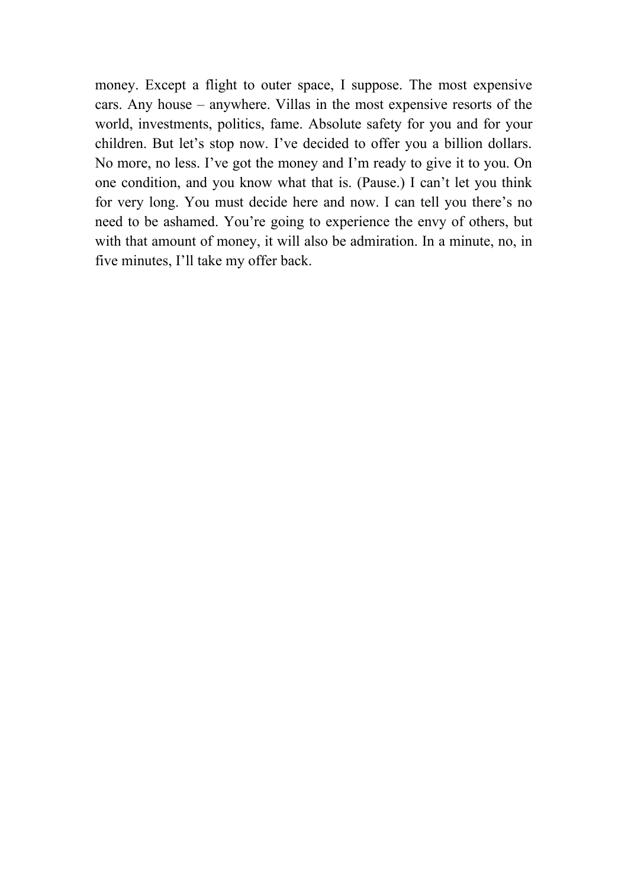money. Except a flight to outer space, I suppose. The most expensive cars. Any house – anywhere. Villas in the most expensive resorts of the world, investments, politics, fame. Absolute safety for you and for your children. But let's stop now. I've decided to offer you a billion dollars. No more, no less. I've got the money and I'm ready to give it to you. On one condition, and you know what that is. (Pause.) I can't let you think for very long. You must decide here and now. I can tell you there's no need to be ashamed. You're going to experience the envy of others, but with that amount of money, it will also be admiration. In a minute, no, in five minutes, I'll take my offer back.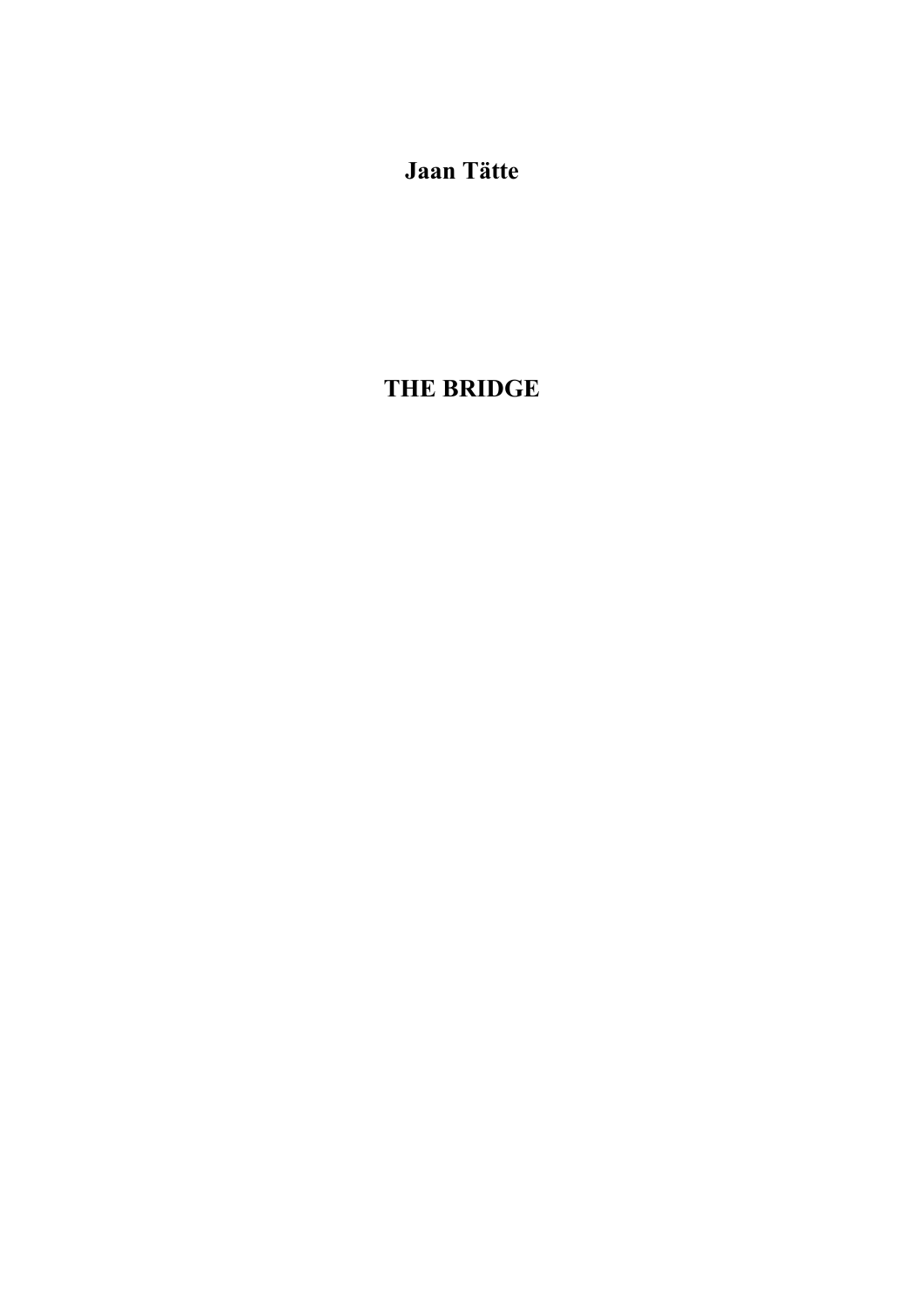**Jaan Tätte**

# THE BRIDGE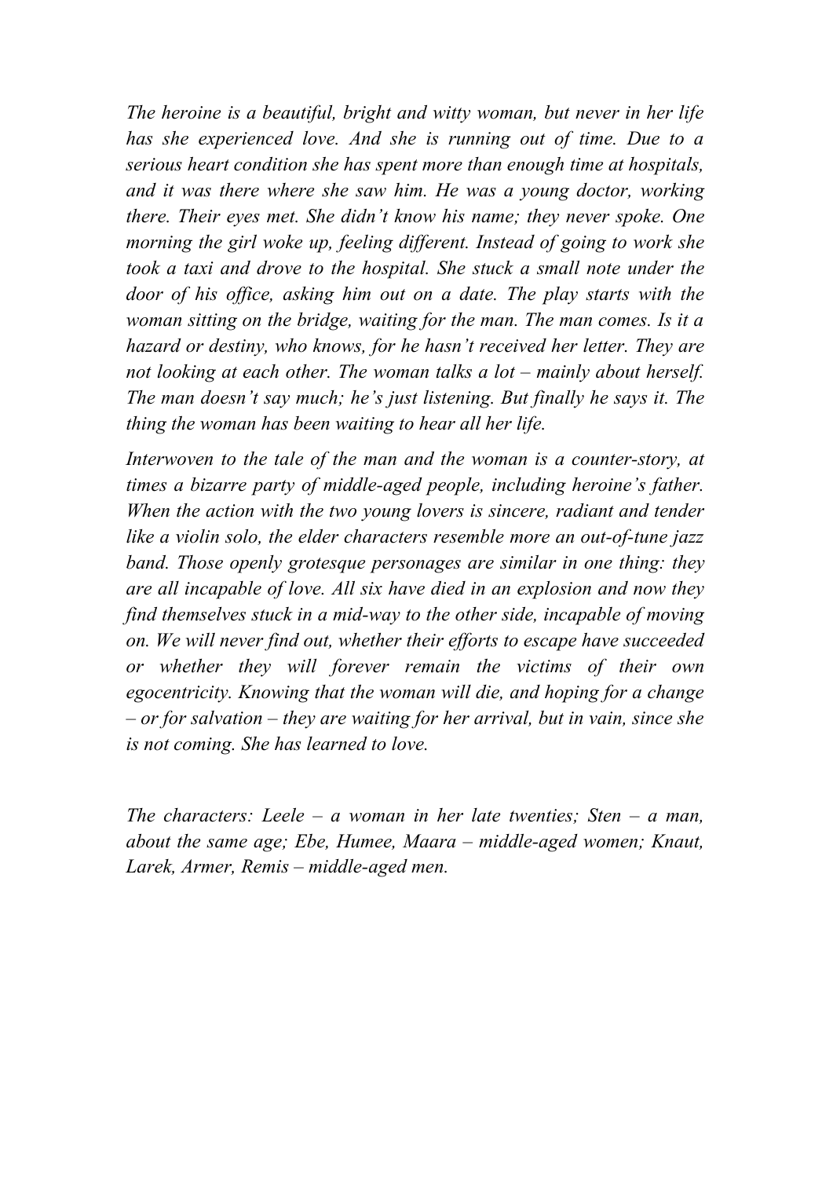*The heroine is a beautiful, bright and witty woman, but never in her life has she experienced love. And she is running out of time. Due to a serious heart condition she has spent more than enough time at hospitals, and it was there where she saw him. He was a young doctor, working there. Their eyes met. She didn't know his name; they never spoke. One morning the girl woke up, feeling different. Instead of going to work she took a taxi and drove to the hospital. She stuck a small note under the door of his office, asking him out on a date. The play starts with the woman sitting on the bridge, waiting for the man. The man comes. Is it a hazard or destiny, who knows, for he hasn't received her letter. They are not looking at each other. The woman talks a lot – mainly about herself. The man doesn't say much; he's just listening. But finally he says it. The thing the woman has been waiting to hear all her life.*

*Interwoven to the tale of the man and the woman is a counter-story, at times a bizarre party of middle-aged people, including heroine's father. When the action with the two young lovers is sincere, radiant and tender like a violin solo, the elder characters resemble more an out-of-tune jazz band. Those openly grotesque personages are similar in one thing: they are all incapable of love. All six have died in an explosion and now they find themselves stuck in a mid-way to the other side, incapable of moving on. We will never find out, whether their efforts to escape have succeeded or whether they will forever remain the victims of their own egocentricity. Knowing that the woman will die, and hoping for a change – or for salvation – they are waiting for her arrival, but in vain, since she is not coming. She has learned to love.*

*The characters: Leele – a woman in her late twenties; Sten – a man, about the same age; Ebe, Humee, Maara – middle-aged women; Knaut, Larek, Armer, Remis – middle-aged men.*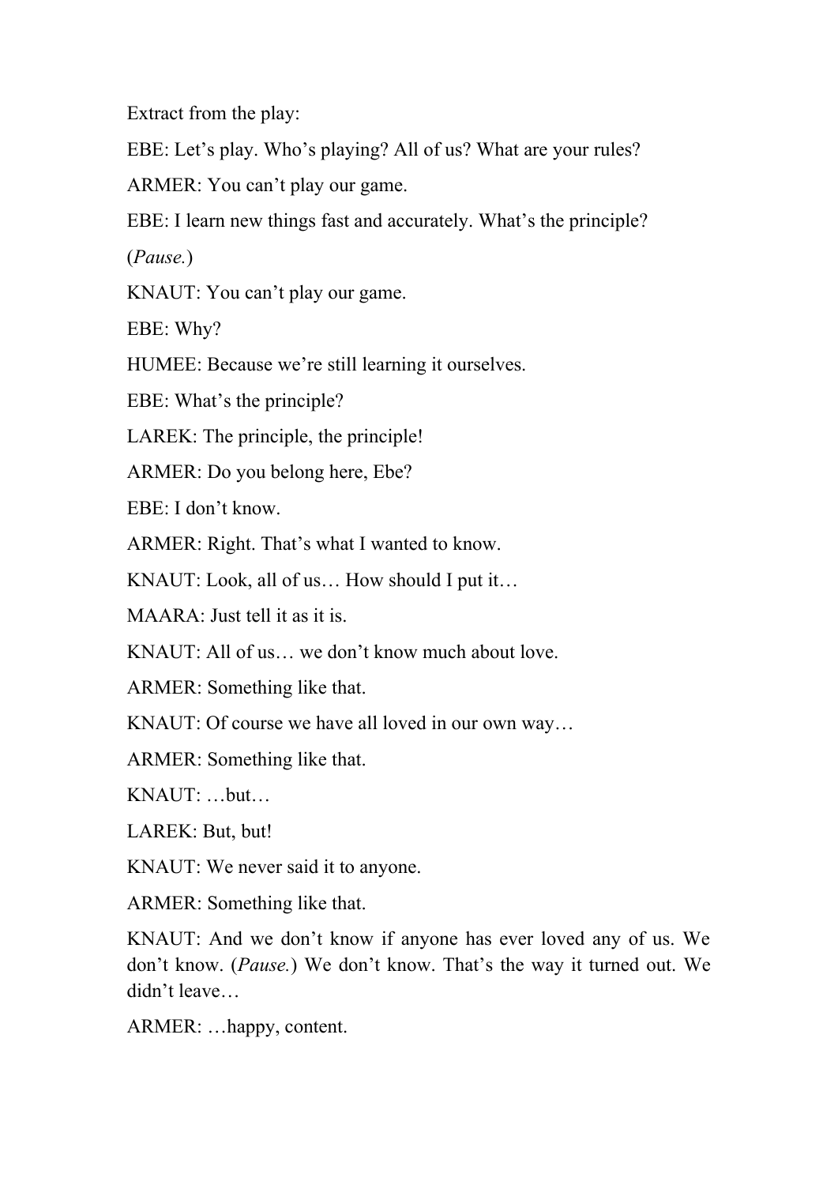Extract from the play:

EBE: Let's play. Who's playing? All of us? What are your rules?

ARMER: You can't play our game.

EBE: I learn new things fast and accurately. What's the principle?

(*Pause.*)

KNAUT: You can't play our game.

EBE: Why?

HUMEE: Because we're still learning it ourselves.

EBE: What's the principle?

LAREK: The principle, the principle!

ARMER: Do you belong here, Ebe?

EBE: I don't know.

ARMER: Right. That's what I wanted to know.

KNAUT: Look, all of us… How should I put it…

MAARA: Just tell it as it is.

KNAUT: All of us… we don't know much about love.

ARMER: Something like that.

KNAUT: Of course we have all loved in our own way…

ARMER: Something like that.

KNAUT: …but…

LAREK: But, but!

KNAUT: We never said it to anyone.

ARMER: Something like that.

KNAUT: And we don't know if anyone has ever loved any of us. We don't know. (*Pause.*) We don't know. That's the way it turned out. We didn't leave…

ARMER: …happy, content.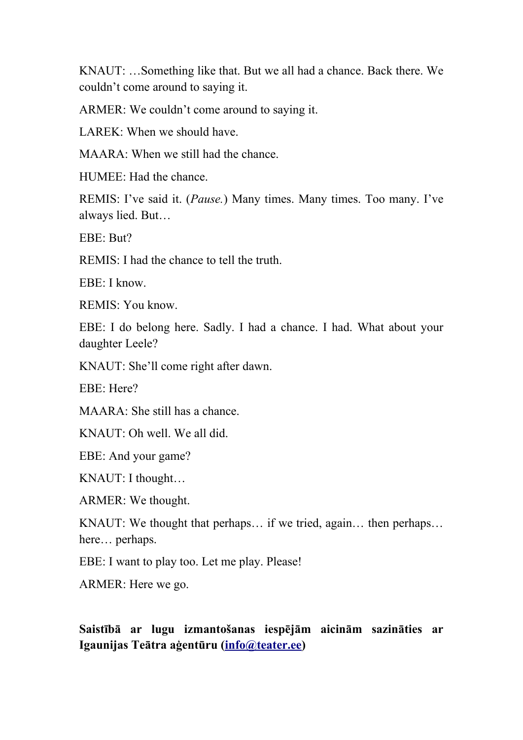KNAUT: …Something like that. But we all had a chance. Back there. We couldn't come around to saying it.

ARMER: We couldn't come around to saying it.

LAREK: When we should have.

MAARA: When we still had the chance.

HUMEE: Had the chance.

REMIS: I've said it. (*Pause.*) Many times. Many times. Too many. I've always lied. But…

EBE: But?

REMIS: I had the chance to tell the truth.

EBE: I know.

REMIS: You know.

EBE: I do belong here. Sadly. I had a chance. I had. What about your daughter Leele?

KNAUT: She'll come right after dawn.

EBE: Here?

MAARA: She still has a chance.

KNAUT: Oh well. We all did.

EBE: And your game?

KNAUT: I thought…

ARMER: We thought.

KNAUT: We thought that perhaps… if we tried, again… then perhaps… here… perhaps.

EBE: I want to play too. Let me play. Please!

ARMER: Here we go.

**Saistībā ar lugu izmantošanas iespējām aicinām sazināties ar Igaunijas Teātra aģentūru ([info@teater.ee](mailto:info@teater.ee))**